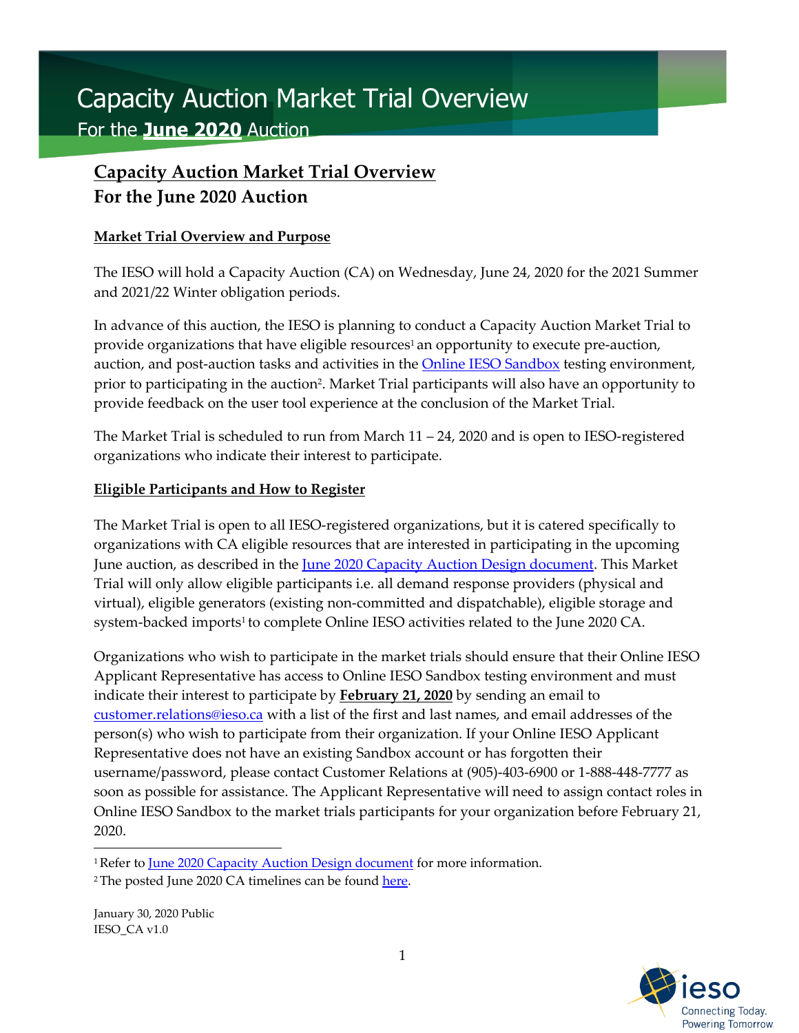# Capacity Auction Market Trial Overview

For the **June 2020** Auction

## Capacity Auction Market Trial Overview For the June 2020 Auction

### Market Trial Overview and Purpose

The IESO will hold a Capacity Auction (CA) on Wednesday, June 24, 2020 for the 2021 Summer and 2021/22 Winter obligation periods.

In advance of this auction, the IESO is planning to conduct a Capacity Auction Market Trial to provide organizations that have eligible resources[1] an opportunity to execute pre-auction, auction, and post-auction tasks and activities in the Online IESO Sandbox testing environment, prior to participating in the auction[2]. Market Trial participants will also have an opportunity to provide feedback on the user tool experience at the conclusion of the Market Trial.

The Market Trial is scheduled to run from March 11 – 24, 2020 and is open to IESO-registered organizations who indicate their interest to participate.

### Eligible Participants and How to Register

The Market Trial is open to all IESO-registered organizations, but it is catered specifically to organizations with CA eligible resources that are interested in participating in the upcoming June auction, as described in the June 2020 Capacity Auction Design document. This Market Trial will only allow eligible participants i.e. all demand response providers (physical and virtual), eligible generators (existing non-committed and dispatchable), eligible storage and system-backed imports[1] to complete Online IESO activities related to the June 2020 CA.

Organizations who wish to participate in the market trials should ensure that their Online IESO Applicant Representative has access to Online IESO Sandbox testing environment and must indicate their interest to participate by **February 21, 2020** by sending an email to customer.relations@ieso.ca with a list of the first and last names, and email addresses of the person(s) who wish to participate from their organization. If your Online IESO Applicant Representative does not have an existing Sandbox account or has forgotten their username/password, please contact Customer Relations at (905)-403-6900 or 1-888-448-7777 as soon as possible for assistance. The Applicant Representative will need to assign contact roles in Online IESO Sandbox to the market trials participants for your organization before February 21, 2020.

[1] Refer to June 2020 Capacity Auction Design document for more information.

[2] The posted June 2020 CA timelines can be found here.

January 30, 2020 Public
IESO_CA v1.0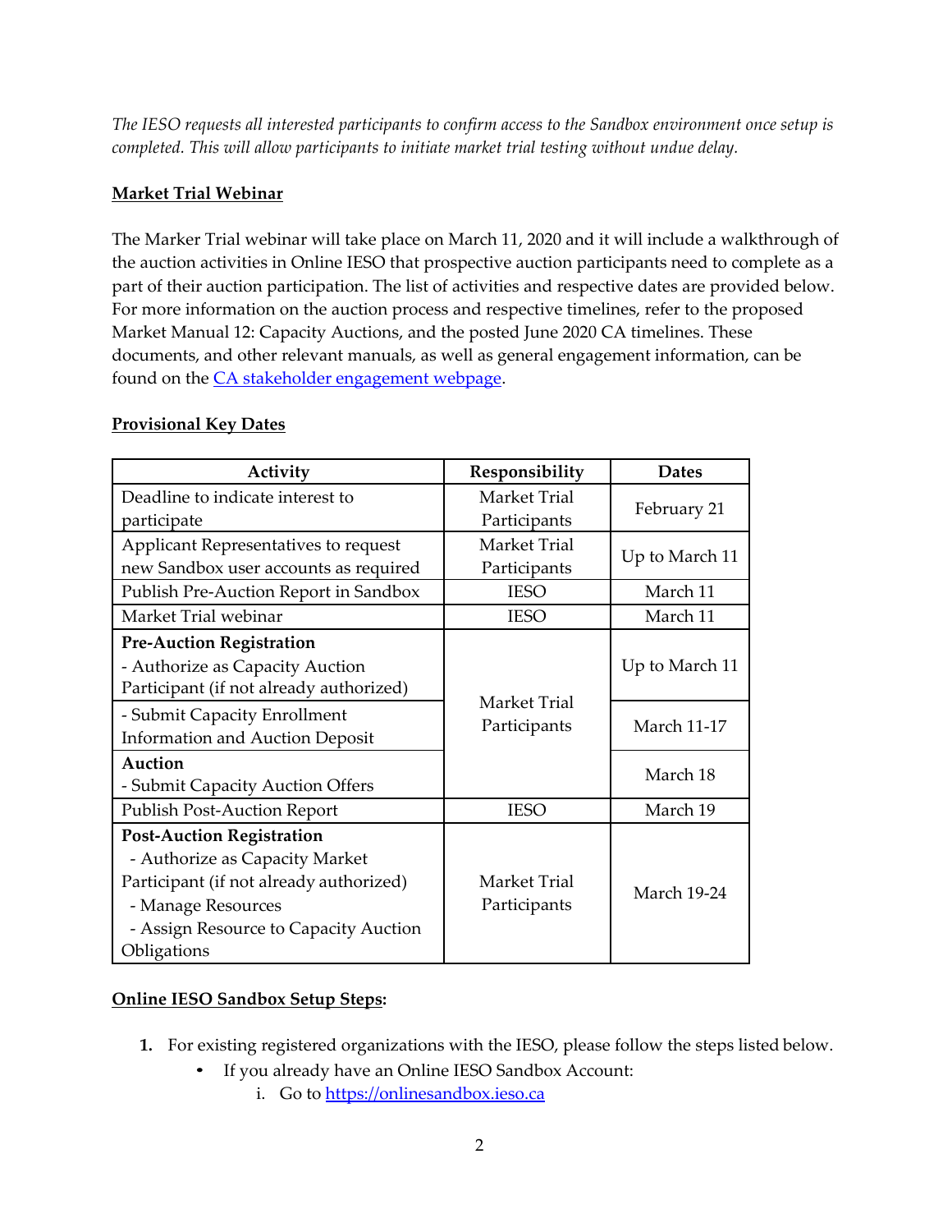*The IESO requests all interested participants to confirm access to the Sandbox environment once setup is completed. This will allow participants to initiate market trial testing without undue delay.*

**Market Trial Webinar**

The Marker Trial webinar will take place on March 11, 2020 and it will include a walkthrough of the auction activities in Online IESO that prospective auction participants need to complete as a part of their auction participation. The list of activities and respective dates are provided below. For more information on the auction process and respective timelines, refer to the proposed Market Manual 12: Capacity Auctions, and the posted June 2020 CA timelines. These documents, and other relevant manuals, as well as general engagement information, can be found on the [CA stakeholder engagement webpage](CA stakeholder engagement webpage).

**Provisional Key Dates**

| Activity | Responsibility | Dates |
|---|---|---|
| Deadline to indicate interest to participate | Market Trial Participants | February 21 |
| Applicant Representatives to request new Sandbox user accounts as required | Market Trial Participants | Up to March 11 |
| Publish Pre-Auction Report in Sandbox | IESO | March 11 |
| Market Trial webinar | IESO | March 11 |
| **Pre-Auction Registration**<br>- Authorize as Capacity Auction Participant (if not already authorized) | Market Trial Participants | Up to March 11 |
| - Submit Capacity Enrollment Information and Auction Deposit | Market Trial Participants | March 11-17 |
| **Auction**<br>- Submit Capacity Auction Offers | Market Trial Participants | March 18 |
| Publish Post-Auction Report | IESO | March 19 |
| **Post-Auction Registration**<br>- Authorize as Capacity Market Participant (if not already authorized)<br>- Manage Resources<br>- Assign Resource to Capacity Auction Obligations | Market Trial Participants | March 19-24 |

**Online IESO Sandbox Setup Steps:**

1. For existing registered organizations with the IESO, please follow the steps listed below.
   - If you already have an Online IESO Sandbox Account:
     i. Go to [https://onlinesandbox.ieso.ca](https://onlinesandbox.ieso.ca)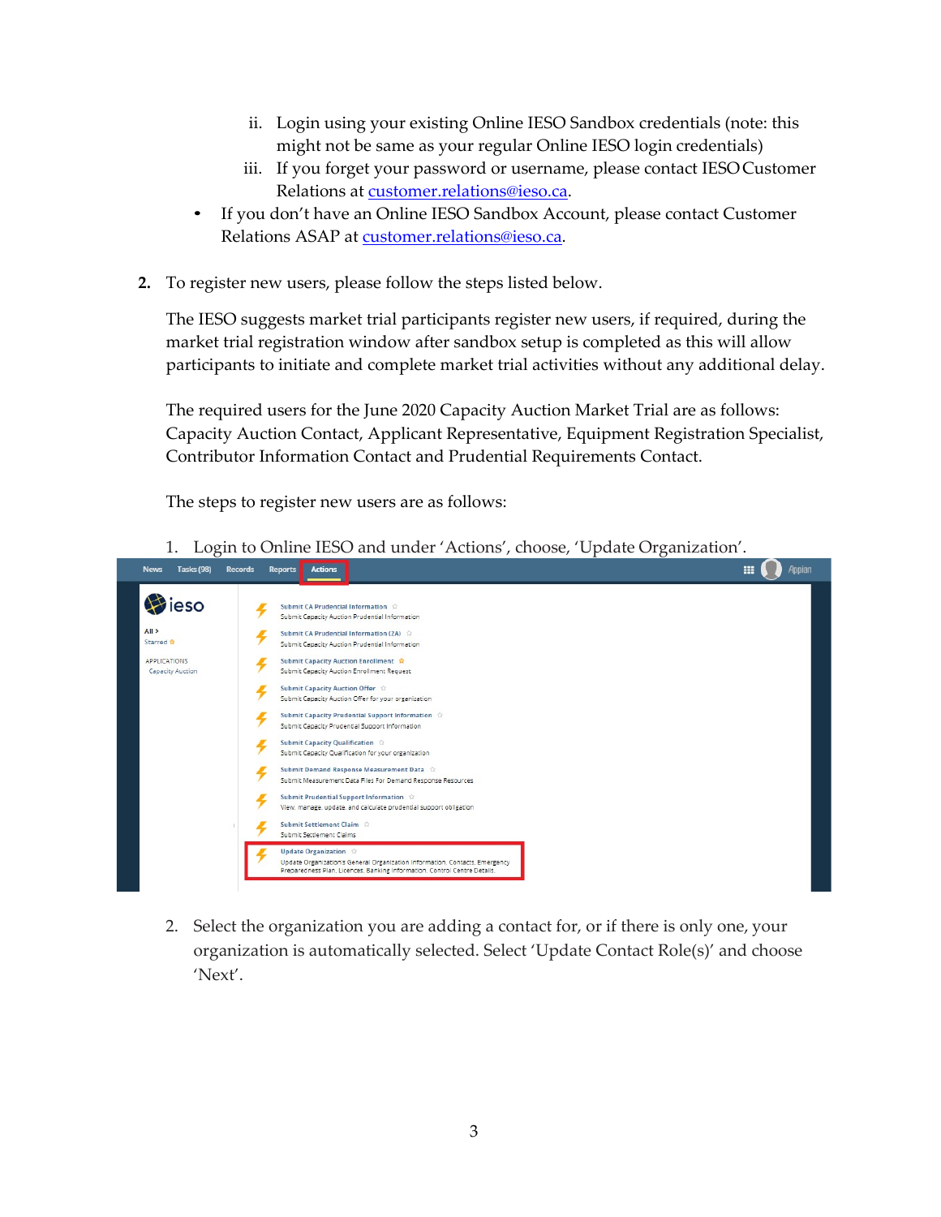ii. Login using your existing Online IESO Sandbox credentials (note: this might not be same as your regular Online IESO login credentials)
   iii. If you forget your password or username, please contact IESO Customer Relations at customer.relations@ieso.ca.

- If you don't have an Online IESO Sandbox Account, please contact Customer Relations ASAP at customer.relations@ieso.ca.

2. To register new users, please follow the steps listed below.

   The IESO suggests market trial participants register new users, if required, during the market trial registration window after sandbox setup is completed as this will allow participants to initiate and complete market trial activities without any additional delay.

   The required users for the June 2020 Capacity Auction Market Trial are as follows: Capacity Auction Contact, Applicant Representative, Equipment Registration Specialist, Contributor Information Contact and Prudential Requirements Contact.

   The steps to register new users are as follows:

   1. Login to Online IESO and under 'Actions', choose, 'Update Organization'.

   2. Select the organization you are adding a contact for, or if there is only one, your organization is automatically selected. Select 'Update Contact Role(s)' and choose 'Next'.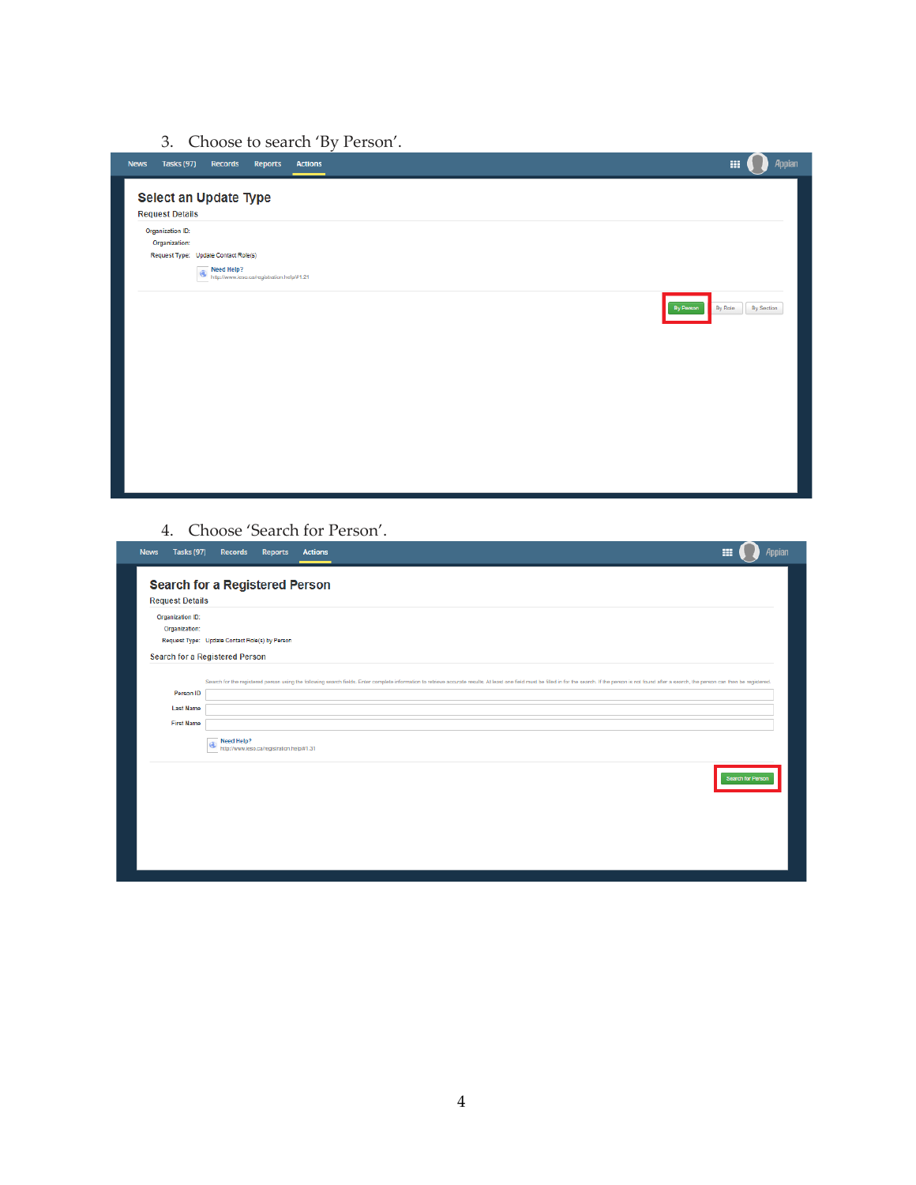3. Choose to search 'By Person'.

News Tasks (97) Records Reports Actions

**Select an Update Type**

Request Details

Organization ID:
Organization:
Request Type: Update Contact Role(s)

Need Help?
http://www.ieso.ca/registration.help/#1.21

By Person | By Role | By Section

4. Choose 'Search for Person'.

News Tasks (97) Records Reports Actions

**Search for a Registered Person**

Request Details

Organization ID:
Organization:
Request Type: Update Contact Role(s) by Person

Search for a Registered Person

Search for the registered person using the following search fields. Enter complete information to retrieve accurate results. At least one field must be filled in for the search. If the person is not found after a search, the person can then be registered.

Person ID
Last Name
First Name

Need Help?
http://www.ieso.ca/registration.help/#1.31

Search for Person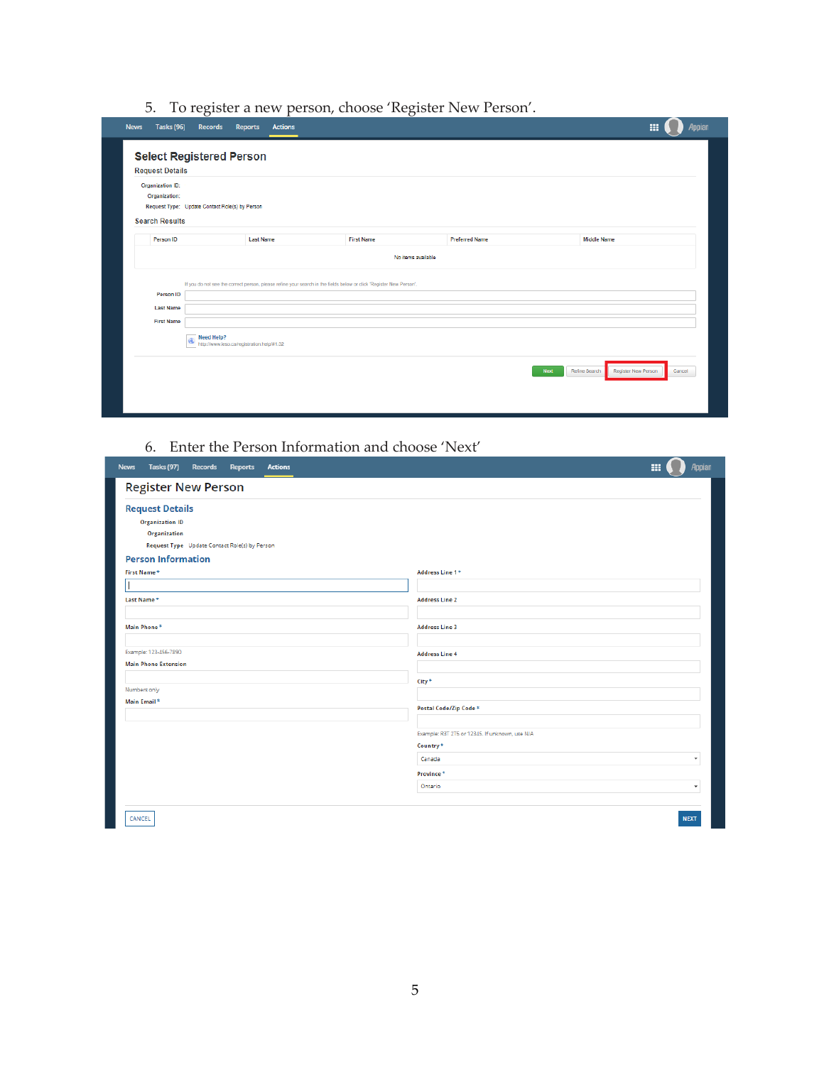5. To register a new person, choose 'Register New Person'.

News | Tasks (96) | Records | Reports | Actions

## Select Registered Person

Request Details

Organization ID:
Organization:
Request Type: Update Contact Role(s) by Person

Search Results

| Person ID | Last Name | First Name | Preferred Name | Middle Name |
|---|---|---|---|---|
| No items available | | | | |

If you do not see the correct person, please refine your search in the fields below or click 'Register New Person'.

Person ID
Last Name
First Name

Need Help?
http://www.ieso.ca/registration.help/#1.32

Next | Refine Search | Register New Person | Cancel

6. Enter the Person Information and choose 'Next'

News | Tasks (97) | Records | Reports | Actions

## Register New Person

### Request Details

Organization ID
Organization
Request Type Update Contact Role(s) by Person

### Person Information

First Name *

Last Name *

Main Phone *
Example: 123-456-7890

Main Phone Extension
Numbers only

Main Email *

Address Line 1 *

Address Line 2

Address Line 3

Address Line 4

City *

Postal Code/Zip Code *
Example: R3T 2T6 or 12345. If unknown, use N/A

Country *
Canada

Province *
Ontario

CANCEL | NEXT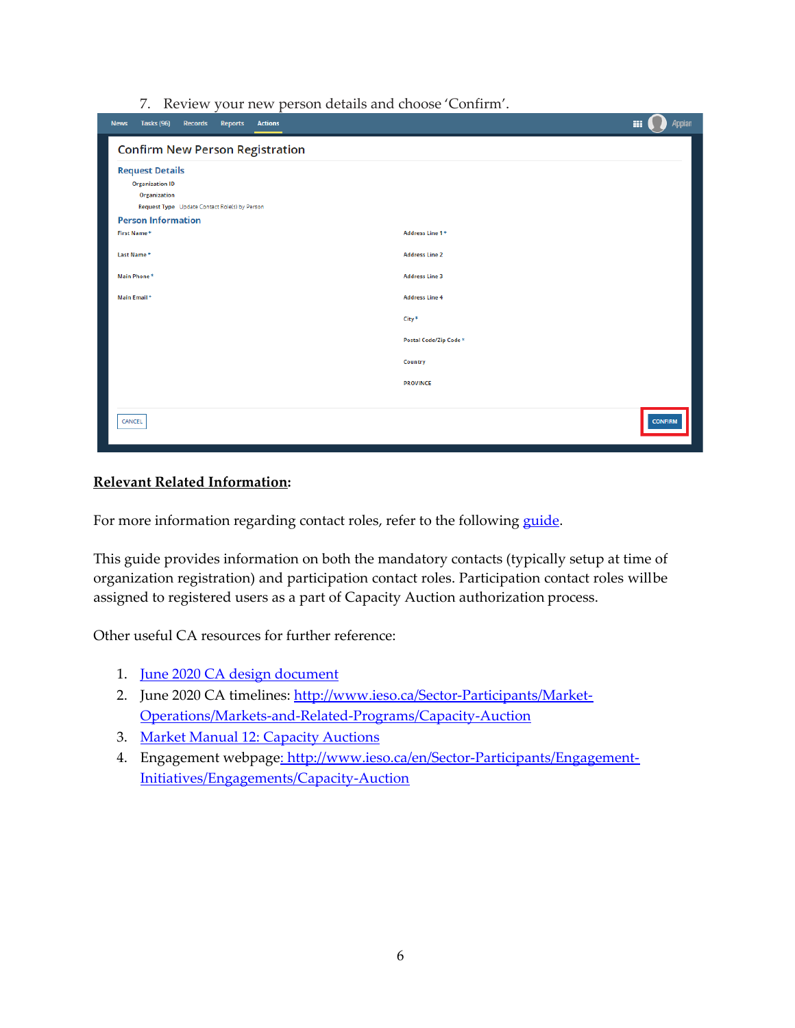7. Review your new person details and choose 'Confirm'.

News Tasks (96) Records Reports Actions Appian

Confirm New Person Registration

Request Details

Organization ID

Organization

Request Type Update Contact Role(s) by Person

Person Information

First Name *

Last Name *

Main Phone *

Main Email *

Address Line 1 *

Address Line 2

Address Line 3

Address Line 4

City *

Postal Code/Zip Code *

Country

PROVINCE

CANCEL

CONFIRM

**Relevant Related Information:**

For more information regarding contact roles, refer to the following guide.

This guide provides information on both the mandatory contacts (typically setup at time of organization registration) and participation contact roles. Participation contact roles willbe assigned to registered users as a part of Capacity Auction authorization process.

Other useful CA resources for further reference:

1. June 2020 CA design document
2. June 2020 CA timelines: http://www.ieso.ca/Sector-Participants/Market-Operations/Markets-and-Related-Programs/Capacity-Auction
3. Market Manual 12: Capacity Auctions
4. Engagement webpage: http://www.ieso.ca/en/Sector-Participants/Engagement-Initiatives/Engagements/Capacity-Auction